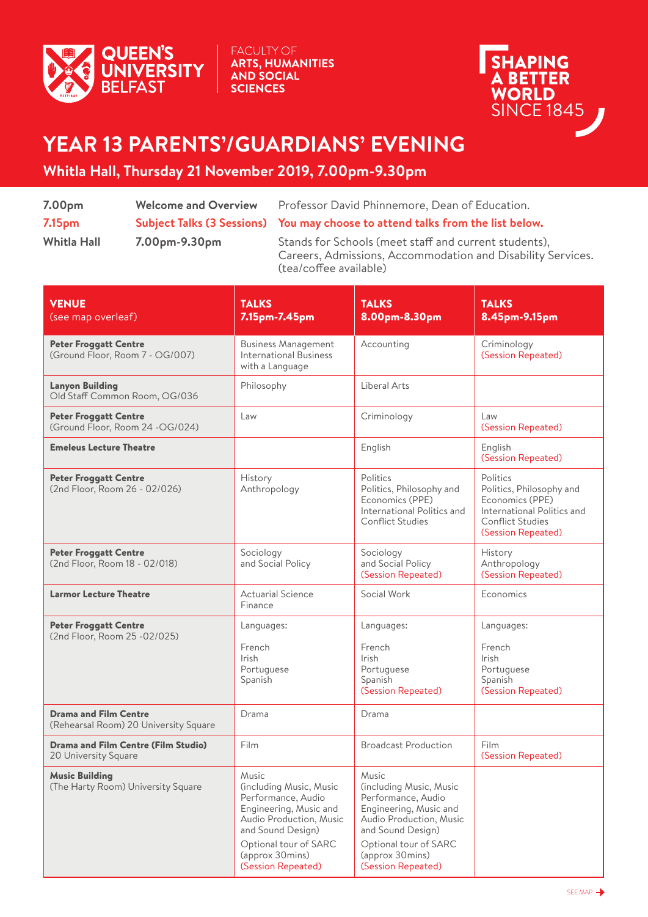QUEEN'S UNIVERSITY BELFAST

FACULTY OF ARTS, HUMANITIES AND SOCIAL SCIENCES

SHAPING A BETTER WORLD SINCE 1845

# YEAR 13 PARENTS'/GUARDIANS' EVENING

## Whitla Hall, Thursday 21 November 2019, 7.00pm-9.30pm

| | | |
|---|---|---|
| **7.00pm** | **Welcome and Overview** | Professor David Phinnemore, Dean of Education. |
| **7.15pm** | **Subject Talks (3 Sessions)** | **You may choose to attend talks from the list below.** |
| **Whitla Hall** | **7.00pm-9.30pm** | Stands for Schools (meet staff and current students), Careers, Admissions, Accommodation and Disability Services. (tea/coffee available) |

| **VENUE** (see map overleaf) | **TALKS 7.15pm-7.45pm** | **TALKS 8.00pm-8.30pm** | **TALKS 8.45pm-9.15pm** |
|---|---|---|---|
| **Peter Froggatt Centre** (Ground Floor, Room 7 - OG/007) | Business Management<br>International Business with a Language | Accounting | Criminology<br>(Session Repeated) |
| **Lanyon Building** Old Staff Common Room, OG/036 | Philosophy | Liberal Arts | |
| **Peter Froggatt Centre** (Ground Floor, Room 24 -OG/024) | Law | Criminology | Law<br>(Session Repeated) |
| **Emeleus Lecture Theatre** | | English | English<br>(Session Repeated) |
| **Peter Froggatt Centre** (2nd Floor, Room 26 - 02/026) | History<br>Anthropology | Politics<br>Politics, Philosophy and Economics (PPE)<br>International Politics and Conflict Studies | Politics<br>Politics, Philosophy and Economics (PPE)<br>International Politics and Conflict Studies<br>(Session Repeated) |
| **Peter Froggatt Centre** (2nd Floor, Room 18 - 02/018) | Sociology and Social Policy | Sociology and Social Policy<br>(Session Repeated) | History<br>Anthropology<br>(Session Repeated) |
| **Larmor Lecture Theatre** | Actuarial Science<br>Finance | Social Work | Economics |
| **Peter Froggatt Centre** (2nd Floor, Room 25 -02/025) | Languages:<br><br>French<br>Irish<br>Portuguese<br>Spanish | Languages:<br><br>French<br>Irish<br>Portuguese<br>Spanish<br>(Session Repeated) | Languages:<br><br>French<br>Irish<br>Portuguese<br>Spanish<br>(Session Repeated) |
| **Drama and Film Centre** (Rehearsal Room) 20 University Square | Drama | Drama | |
| **Drama and Film Centre (Film Studio)** 20 University Square | Film | Broadcast Production | Film<br>(Session Repeated) |
| **Music Building** (The Harty Room) University Square | Music (including Music, Music Performance, Audio Engineering, Music and Audio Production, Music and Sound Design)<br>Optional tour of SARC (approx 30mins)<br>(Session Repeated) | Music (including Music, Music Performance, Audio Engineering, Music and Audio Production, Music and Sound Design)<br>Optional tour of SARC (approx 30mins)<br>(Session Repeated) | |

SEE MAP →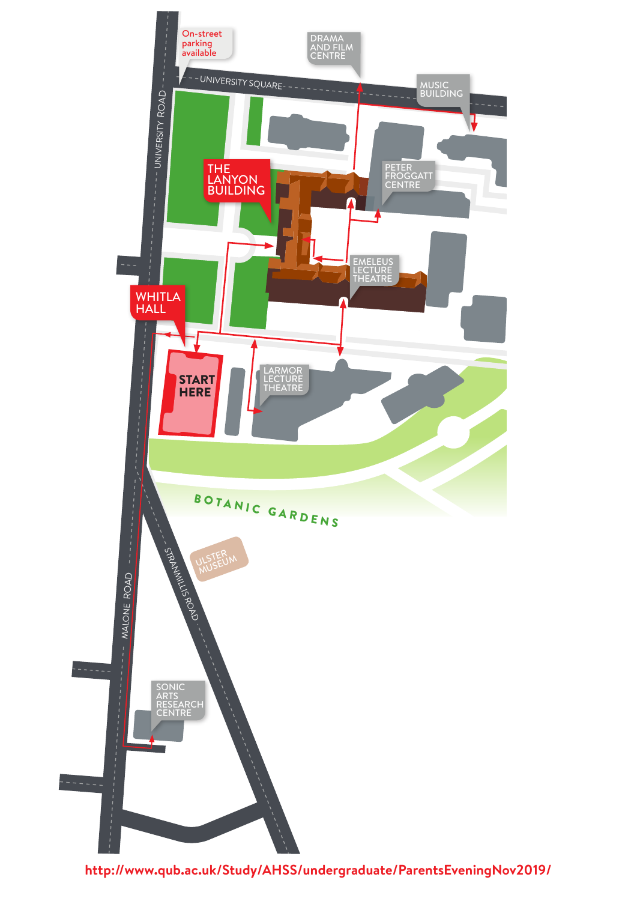On-street parking available

DRAMA AND FILM CENTRE

UNIVERSITY SQUARE

MUSIC BUILDING

UNIVERSITY ROAD

THE LANYON BUILDING

PETER FROGGATT CENTRE

EMELEUS LECTURE THEATRE

WHITLA HALL

START HERE

LARMOR LECTURE THEATRE

BOTANIC GARDENS

ULSTER MUSEUM

STRANMILLIS ROAD

MALONE ROAD

SONIC ARTS RESEARCH CENTRE

http://www.qub.ac.uk/Study/AHSS/undergraduate/ParentsEveningNov2019/